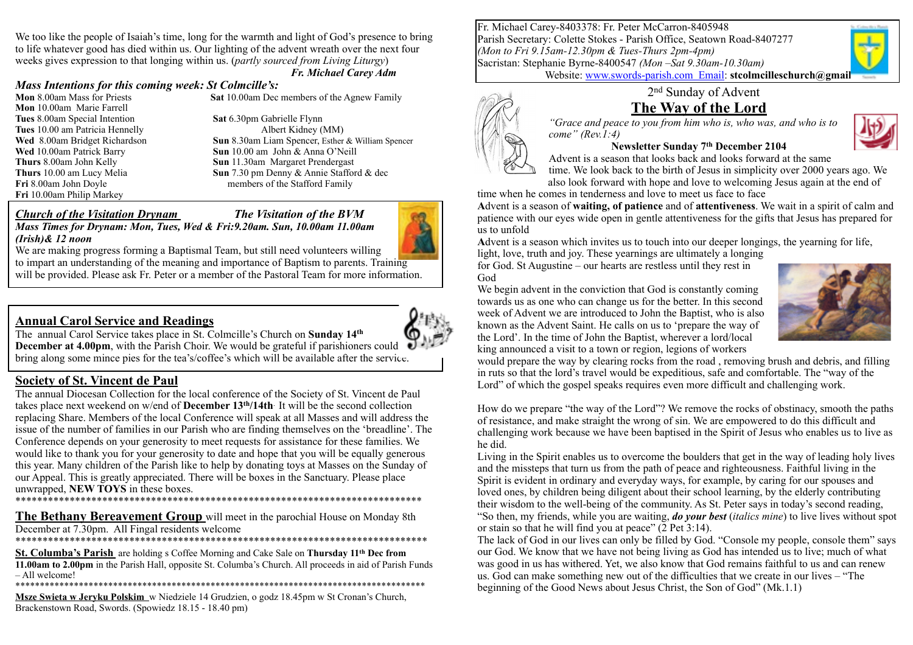We too like the people of Isaiah's time, long for the warmth and light of God's presence to bring to life whatever good has died within us. Our lighting of the advent wreath over the next four weeks gives expression to that longing within us. (*partly sourced from Living Liturgy*)

*Fr. Michael Carey Adm*

### *Mass Intentions for this coming week: St Colmcille's:*

**Mon** 8.00am Mass for Priests
**Mon** 10.00am Marie Farrell
**Tues** 8.00am Special Intention
**Tues** 10.00 am Patricia Hennelly
**Wed** 8.00am Bridget Richardson
**Wed** 10.00am Patrick Barry
**Thurs** 8.00am John Kelly
**Thurs** 10.00 am Lucy Melia
**Fri** 8.00am John Doyle
**Fri** 10.00am Philip Markey
**Sat** 10.00am Dec members of the Agnew Family
**Sat** 6.30pm Gabrielle Flynn
Albert Kidney (MM)
**Sun** 8.30am Liam Spencer, Esther & William Spencer
**Sun** 10.00 am John & Anna O'Neill
**Sun** 11.30am Margaret Prendergast
**Sun** 7.30 pm Denny & Annie Stafford & dec members of the Stafford Family

### *Church of the Visitation Drynam* — *The Visitation of the BVM*

***Mass Times for Drynam: Mon, Tues, Wed & Fri:9.20am. Sun, 10.00am 11.00am (Irish)& 12 noon***

We are making progress forming a Baptismal Team, but still need volunteers willing to impart an understanding of the meaning and importance of Baptism to parents. Training will be provided. Please ask Fr. Peter or a member of the Pastoral Team for more information.

## Annual Carol Service and Readings

The annual Carol Service takes place in St. Colmcille's Church on **Sunday 14th December at 4.00pm**, with the Parish Choir. We would be grateful if parishioners could bring along some mince pies for the tea's/coffee's which will be available after the service.

## Society of St. Vincent de Paul

The annual Diocesan Collection for the local conference of the Society of St. Vincent de Paul takes place next weekend on w/end of **December 13th/14th**. It will be the second collection replacing Share. Members of the local Conference will speak at all Masses and will address the issue of the number of families in our Parish who are finding themselves on the 'breadline'. The Conference depends on your generosity to meet requests for assistance for these families. We would like to thank you for your generosity to date and hope that you will be equally generous this year. Many children of the Parish like to help by donating toys at Masses on the Sunday of our Appeal. This is greatly appreciated. There will be boxes in the Sanctuary. Please place unwrapped, **NEW TOYS** in these boxes.

\*\*\*\*\*\*\*\*\*\*\*\*\*\*\*\*\*\*\*\*\*\*\*\*\*\*\*\*\*\*\*\*\*\*\*\*\*\*\*\*\*\*\*\*\*\*\*\*\*\*\*\*\*\*\*\*\*\*\*\*\*\*\*\*\*\*\*\*\*\*\*\*\*\*

**The Bethany Bereavement Group** will meet in the parochial House on Monday 8th December at 7.30pm. All Fingal residents welcome

\*\*\*\*\*\*\*\*\*\*\*\*\*\*\*\*\*\*\*\*\*\*\*\*\*\*\*\*\*\*\*\*\*\*\*\*\*\*\*\*\*\*\*\*\*\*\*\*\*\*\*\*\*\*\*\*\*\*\*\*\*\*\*\*\*\*\*\*\*\*\*\*\*\*

**St. Columba's Parish** are holding s Coffee Morning and Cake Sale on **Thursday 11th Dec from 11.00am to 2.00pm** in the Parish Hall, opposite St. Columba's Church. All proceeds in aid of Parish Funds – All welcome!

\*\*\*\*\*\*\*\*\*\*\*\*\*\*\*\*\*\*\*\*\*\*\*\*\*\*\*\*\*\*\*\*\*\*\*\*\*\*\*\*\*\*\*\*\*\*\*\*\*\*\*\*\*\*\*\*\*\*\*\*\*\*\*\*\*\*\*\*\*\*\*\*\*\*

**Msze Swieta w Jeryku Polskim** w Niedziele 14 Grudzien, o godz 18.45pm w St Cronan's Church, Brackenstown Road, Swords. (Spowiedz 18.15 - 18.40 pm)

Fr. Michael Carey-8403378: Fr. Peter McCarron-8405948
Parish Secretary: Colette Stokes - Parish Office, Seatown Road-8407277
*(Mon to Fri 9.15am-12.30pm & Tues-Thurs 2pm-4pm)*
Sacristan: Stephanie Byrne-8400547 *(Mon –Sat 9.30am-10.30am)*
Website: www.swords-parish.com Email: **stcolmcilleschurch@gmail**

2nd Sunday of Advent

# The Way of the Lord

*"Grace and peace to you from him who is, who was, and who is to come" (Rev.1:4)*

**Newsletter Sunday 7th December 2104**

Advent is a season that looks back and looks forward at the same time. We look back to the birth of Jesus in simplicity over 2000 years ago. We also look forward with hope and love to welcoming Jesus again at the end of time when he comes in tenderness and love to meet us face to face

**A**dvent is a season of **waiting, of patience** and of **attentiveness**. We wait in a spirit of calm and patience with our eyes wide open in gentle attentiveness for the gifts that Jesus has prepared for us to unfold

**A**dvent is a season which invites us to touch into our deeper longings, the yearning for life, light, love, truth and joy. These yearnings are ultimately a longing for God. St Augustine – our hearts are restless until they rest in God

We begin advent in the conviction that God is constantly coming towards us as one who can change us for the better. In this second week of Advent we are introduced to John the Baptist, who is also known as the Advent Saint. He calls on us to 'prepare the way of the Lord'. In the time of John the Baptist, wherever a lord/local king announced a visit to a town or region, legions of workers would prepare the way by clearing rocks from the road , removing brush and debris, and filling in ruts so that the lord's travel would be expeditious, safe and comfortable. The "way of the Lord" of which the gospel speaks requires even more difficult and challenging work.

How do we prepare "the way of the Lord"? We remove the rocks of obstinacy, smooth the paths of resistance, and make straight the wrong of sin. We are empowered to do this difficult and challenging work because we have been baptised in the Spirit of Jesus who enables us to live as he did.

Living in the Spirit enables us to overcome the boulders that get in the way of leading holy lives and the missteps that turn us from the path of peace and righteousness. Faithful living in the Spirit is evident in ordinary and everyday ways, for example, by caring for our spouses and loved ones, by children being diligent about their school learning, by the elderly contributing their wisdom to the well-being of the community. As St. Peter says in today's second reading, "So then, my friends, while you are waiting, ***do your best*** (*italics mine*) to live lives without spot or stain so that he will find you at peace" (2 Pet 3:14).

The lack of God in our lives can only be filled by God. "Console my people, console them" says our God. We know that we have not being living as God has intended us to live; much of what was good in us has withered. Yet, we also know that God remains faithful to us and can renew us. God can make something new out of the difficulties that we create in our lives – "The beginning of the Good News about Jesus Christ, the Son of God" (Mk.1.1)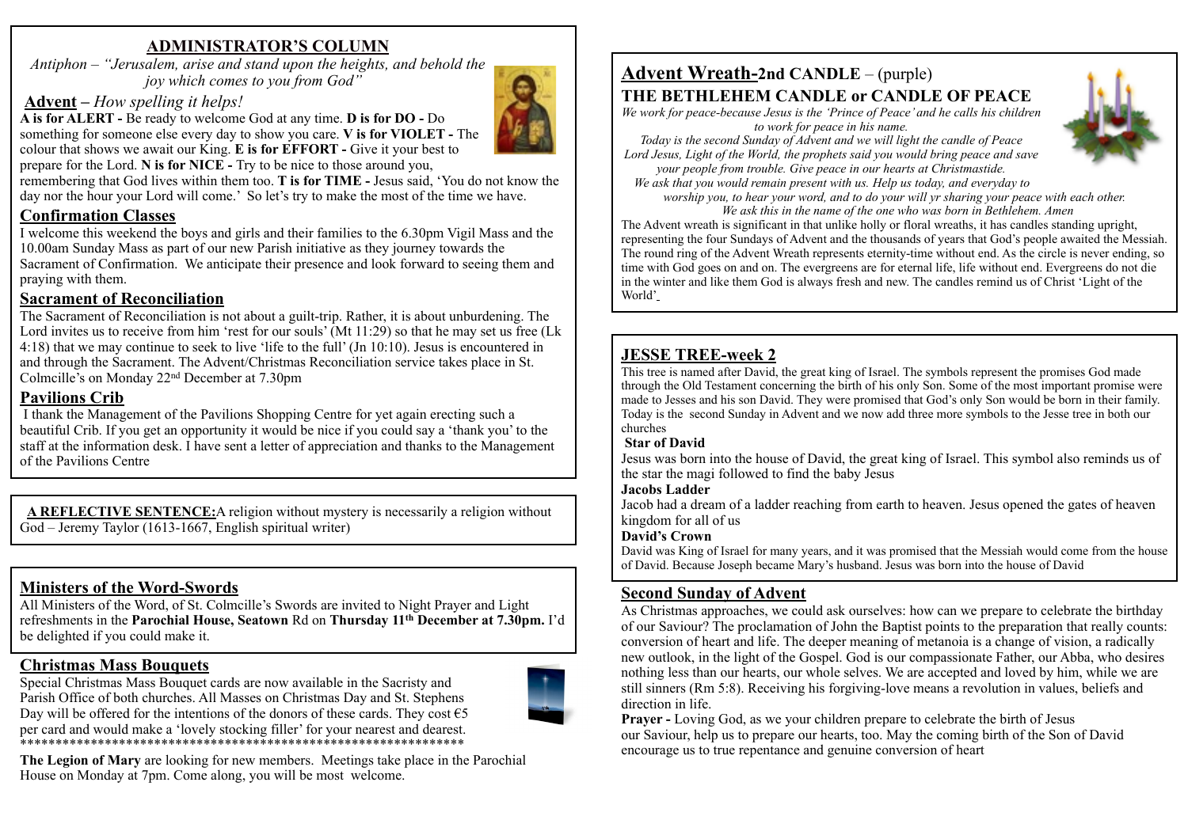## ADMINISTRATOR'S COLUMN

*Antiphon – "Jerusalem, arise and stand upon the heights, and behold the joy which comes to you from God"*

**Advent** – *How spelling it helps!*

**A is for ALERT -** Be ready to welcome God at any time. **D is for DO -** Do something for someone else every day to show you care. **V is for VIOLET -** The colour that shows we await our King. **E is for EFFORT -** Give it your best to prepare for the Lord. **N is for NICE -** Try to be nice to those around you, remembering that God lives within them too. **T is for TIME -** Jesus said, 'You do not know the day nor the hour your Lord will come.' So let's try to make the most of the time we have.

## Confirmation Classes

I welcome this weekend the boys and girls and their families to the 6.30pm Vigil Mass and the 10.00am Sunday Mass as part of our new Parish initiative as they journey towards the Sacrament of Confirmation. We anticipate their presence and look forward to seeing them and praying with them.

## Sacrament of Reconciliation

The Sacrament of Reconciliation is not about a guilt-trip. Rather, it is about unburdening. The Lord invites us to receive from him 'rest for our souls' (Mt 11:29) so that he may set us free (Lk 4:18) that we may continue to seek to live 'life to the full' (Jn 10:10). Jesus is encountered in and through the Sacrament. The Advent/Christmas Reconciliation service takes place in St. Colmcille's on Monday 22nd December at 7.30pm

## Pavilions Crib

I thank the Management of the Pavilions Shopping Centre for yet again erecting such a beautiful Crib. If you get an opportunity it would be nice if you could say a 'thank you' to the staff at the information desk. I have sent a letter of appreciation and thanks to the Management of the Pavilions Centre

**A REFLECTIVE SENTENCE:** A religion without mystery is necessarily a religion without God – Jeremy Taylor (1613-1667, English spiritual writer)

## Ministers of the Word-Swords

All Ministers of the Word, of St. Colmcille's Swords are invited to Night Prayer and Light refreshments in the **Parochial House, Seatown** Rd on **Thursday 11th December at 7.30pm.** I'd be delighted if you could make it.

## Christmas Mass Bouquets

Special Christmas Mass Bouquet cards are now available in the Sacristy and Parish Office of both churches. All Masses on Christmas Day and St. Stephens Day will be offered for the intentions of the donors of these cards. They cost €5 per card and would make a 'lovely stocking filler' for your nearest and dearest.

******************************************************************

**The Legion of Mary** are looking for new members. Meetings take place in the Parochial House on Monday at 7pm. Come along, you will be most welcome.

## Advent Wreath-2nd CANDLE – (purple)

### THE BETHLEHEM CANDLE or CANDLE OF PEACE

*We work for peace-because Jesus is the 'Prince of Peace' and he calls his children to work for peace in his name.*

*Today is the second Sunday of Advent and we will light the candle of Peace*
*Lord Jesus, Light of the World, the prophets said you would bring peace and save your people from trouble. Give peace in our hearts at Christmastide.*
*We ask that you would remain present with us. Help us today, and everyday to worship you, to hear your word, and to do your will yr sharing your peace with each other.*
*We ask this in the name of the one who was born in Bethlehem. Amen*

The Advent wreath is significant in that unlike holly or floral wreaths, it has candles standing upright, representing the four Sundays of Advent and the thousands of years that God's people awaited the Messiah. The round ring of the Advent Wreath represents eternity-time without end. As the circle is never ending, so time with God goes on and on. The evergreens are for eternal life, life without end. Evergreens do not die in the winter and like them God is always fresh and new. The candles remind us of Christ 'Light of the World'

## JESSE TREE-week 2

This tree is named after David, the great king of Israel. The symbols represent the promises God made through the Old Testament concerning the birth of his only Son. Some of the most important promise were made to Jesses and his son David. They were promised that God's only Son would be born in their family. Today is the second Sunday in Advent and we now add three more symbols to the Jesse tree in both our churches

**Star of David**

Jesus was born into the house of David, the great king of Israel. This symbol also reminds us of the star the magi followed to find the baby Jesus

**Jacobs Ladder**

Jacob had a dream of a ladder reaching from earth to heaven. Jesus opened the gates of heaven kingdom for all of us

**David's Crown**

David was King of Israel for many years, and it was promised that the Messiah would come from the house of David. Because Joseph became Mary's husband. Jesus was born into the house of David

## Second Sunday of Advent

As Christmas approaches, we could ask ourselves: how can we prepare to celebrate the birthday of our Saviour? The proclamation of John the Baptist points to the preparation that really counts: conversion of heart and life. The deeper meaning of metanoia is a change of vision, a radically new outlook, in the light of the Gospel. God is our compassionate Father, our Abba, who desires nothing less than our hearts, our whole selves. We are accepted and loved by him, while we are still sinners (Rm 5:8). Receiving his forgiving-love means a revolution in values, beliefs and direction in life.

**Prayer -** Loving God, as we your children prepare to celebrate the birth of Jesus our Saviour, help us to prepare our hearts, too. May the coming birth of the Son of David encourage us to true repentance and genuine conversion of heart